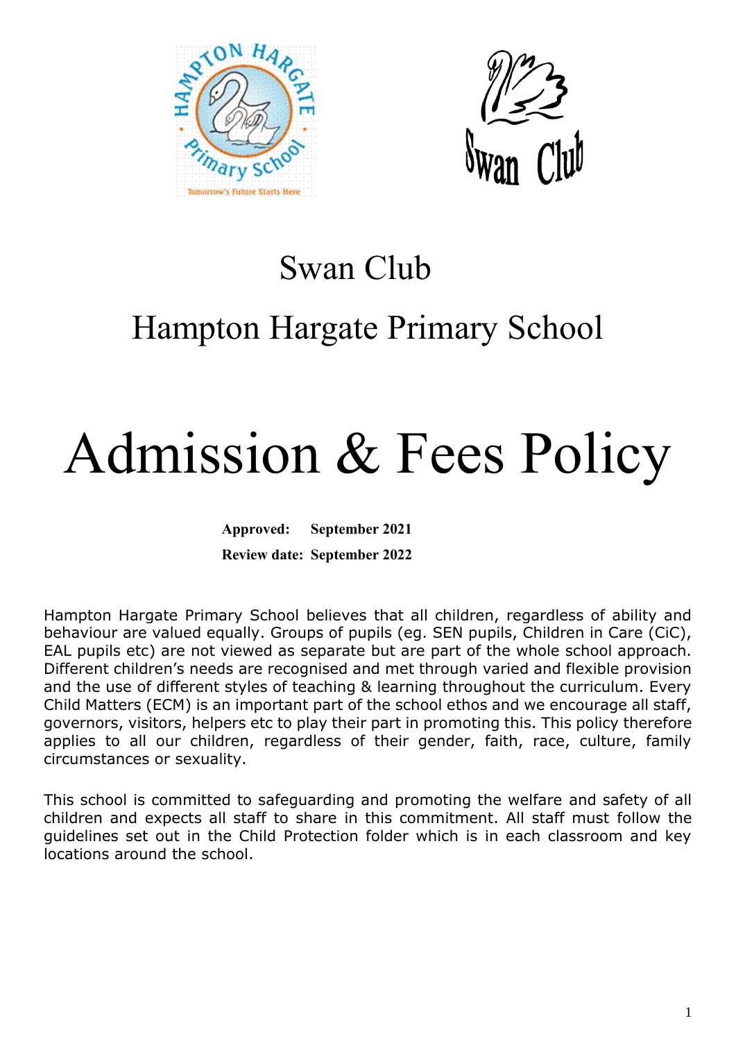# Swan Club

## Hampton Hargate Primary School

# Admission & Fees Policy

**Approved: September 2021**

**Review date: September 2022**

Hampton Hargate Primary School believes that all children, regardless of ability and behaviour are valued equally. Groups of pupils (eg. SEN pupils, Children in Care (CiC), EAL pupils etc) are not viewed as separate but are part of the whole school approach. Different children's needs are recognised and met through varied and flexible provision and the use of different styles of teaching & learning throughout the curriculum. Every Child Matters (ECM) is an important part of the school ethos and we encourage all staff, governors, visitors, helpers etc to play their part in promoting this. This policy therefore applies to all our children, regardless of their gender, faith, race, culture, family circumstances or sexuality.

This school is committed to safeguarding and promoting the welfare and safety of all children and expects all staff to share in this commitment. All staff must follow the guidelines set out in the Child Protection folder which is in each classroom and key locations around the school.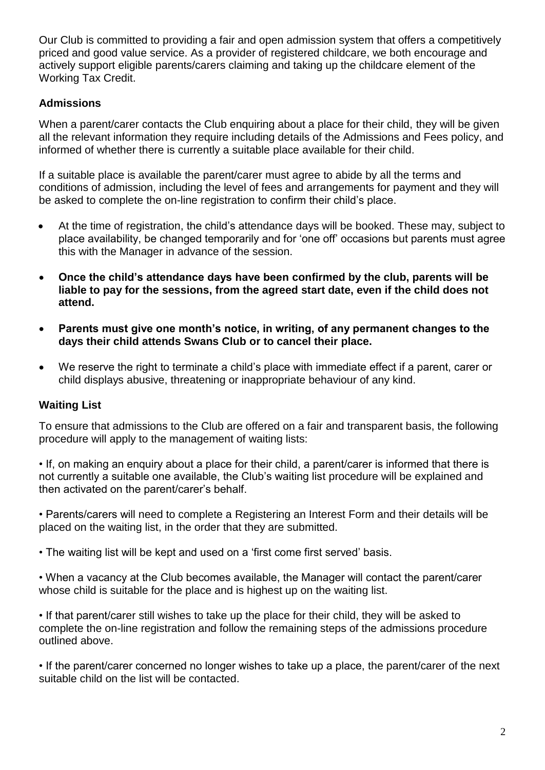Our Club is committed to providing a fair and open admission system that offers a competitively priced and good value service. As a provider of registered childcare, we both encourage and actively support eligible parents/carers claiming and taking up the childcare element of the Working Tax Credit.

### Admissions

When a parent/carer contacts the Club enquiring about a place for their child, they will be given all the relevant information they require including details of the Admissions and Fees policy, and informed of whether there is currently a suitable place available for their child.

If a suitable place is available the parent/carer must agree to abide by all the terms and conditions of admission, including the level of fees and arrangements for payment and they will be asked to complete the on-line registration to confirm their child's place.

- At the time of registration, the child's attendance days will be booked. These may, subject to place availability, be changed temporarily and for 'one off' occasions but parents must agree this with the Manager in advance of the session.
- **Once the child's attendance days have been confirmed by the club, parents will be liable to pay for the sessions, from the agreed start date, even if the child does not attend.**
- **Parents must give one month's notice, in writing, of any permanent changes to the days their child attends Swans Club or to cancel their place.**
- We reserve the right to terminate a child's place with immediate effect if a parent, carer or child displays abusive, threatening or inappropriate behaviour of any kind.

### Waiting List

To ensure that admissions to the Club are offered on a fair and transparent basis, the following procedure will apply to the management of waiting lists:

- If, on making an enquiry about a place for their child, a parent/carer is informed that there is not currently a suitable one available, the Club's waiting list procedure will be explained and then activated on the parent/carer's behalf.
- Parents/carers will need to complete a Registering an Interest Form and their details will be placed on the waiting list, in the order that they are submitted.
- The waiting list will be kept and used on a 'first come first served' basis.
- When a vacancy at the Club becomes available, the Manager will contact the parent/carer whose child is suitable for the place and is highest up on the waiting list.
- If that parent/carer still wishes to take up the place for their child, they will be asked to complete the on-line registration and follow the remaining steps of the admissions procedure outlined above.
- If the parent/carer concerned no longer wishes to take up a place, the parent/carer of the next suitable child on the list will be contacted.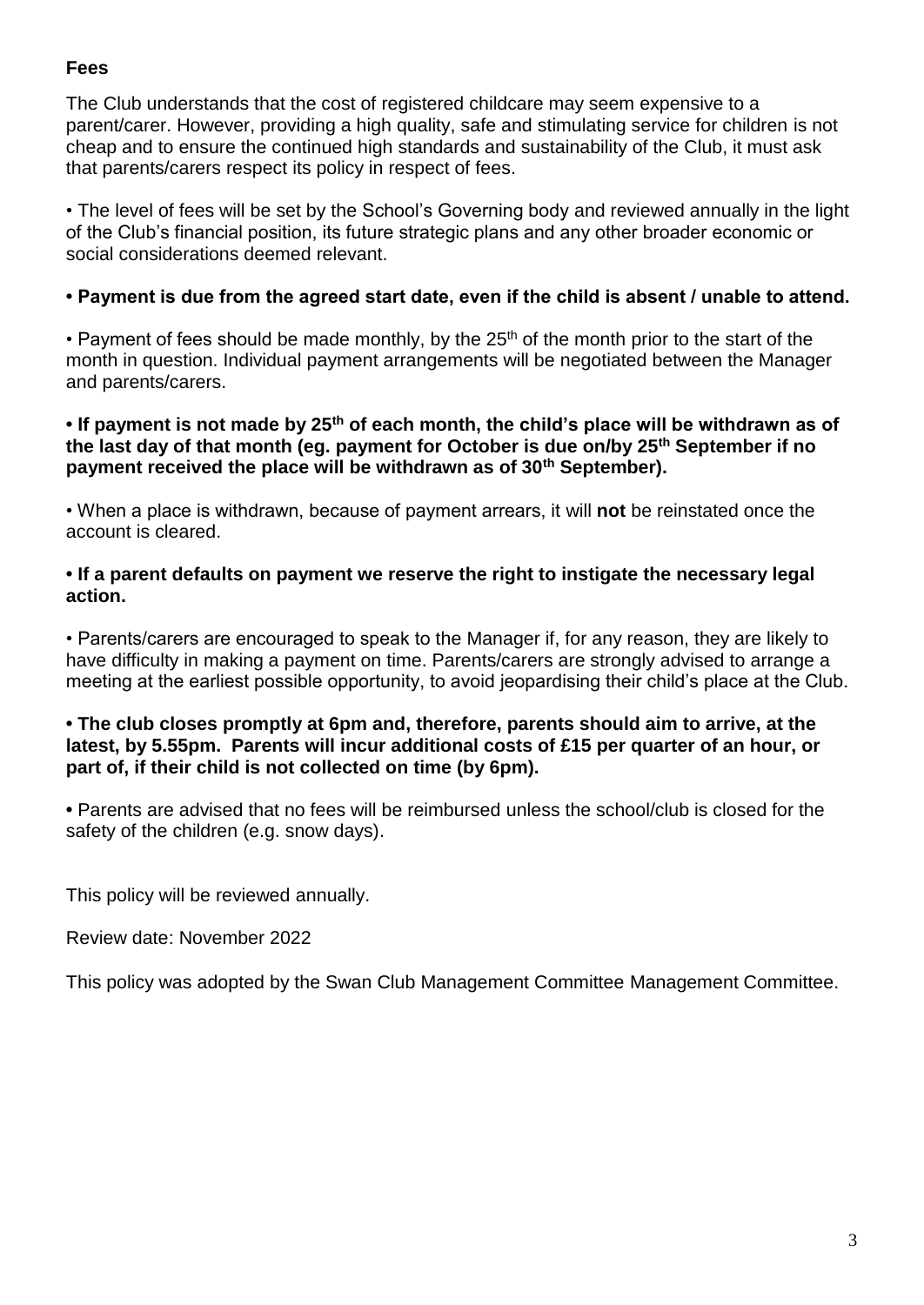**Fees**

The Club understands that the cost of registered childcare may seem expensive to a parent/carer. However, providing a high quality, safe and stimulating service for children is not cheap and to ensure the continued high standards and sustainability of the Club, it must ask that parents/carers respect its policy in respect of fees.

• The level of fees will be set by the School's Governing body and reviewed annually in the light of the Club's financial position, its future strategic plans and any other broader economic or social considerations deemed relevant.

**• Payment is due from the agreed start date, even if the child is absent / unable to attend.**

• Payment of fees should be made monthly, by the 25th of the month prior to the start of the month in question. Individual payment arrangements will be negotiated between the Manager and parents/carers.

**• If payment is not made by 25th of each month, the child's place will be withdrawn as of the last day of that month (eg. payment for October is due on/by 25th September if no payment received the place will be withdrawn as of 30th September).**

• When a place is withdrawn, because of payment arrears, it will **not** be reinstated once the account is cleared.

**• If a parent defaults on payment we reserve the right to instigate the necessary legal action.**

• Parents/carers are encouraged to speak to the Manager if, for any reason, they are likely to have difficulty in making a payment on time. Parents/carers are strongly advised to arrange a meeting at the earliest possible opportunity, to avoid jeopardising their child's place at the Club.

**• The club closes promptly at 6pm and, therefore, parents should aim to arrive, at the latest, by 5.55pm. Parents will incur additional costs of £15 per quarter of an hour, or part of, if their child is not collected on time (by 6pm).**

• Parents are advised that no fees will be reimbursed unless the school/club is closed for the safety of the children (e.g. snow days).

This policy will be reviewed annually.

Review date: November 2022

This policy was adopted by the Swan Club Management Committee Management Committee.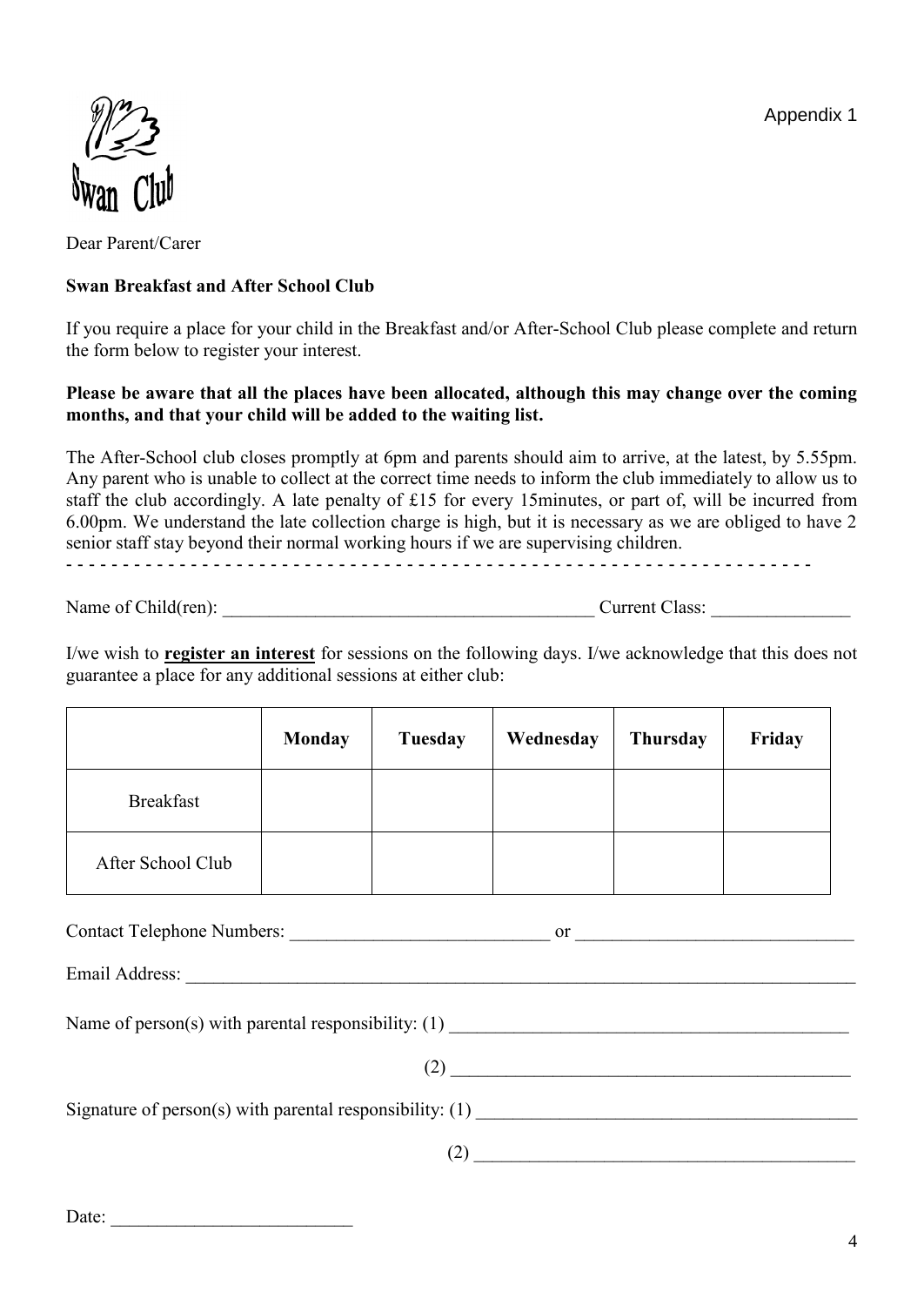Appendix 1

Swan Club

Dear Parent/Carer

**Swan Breakfast and After School Club**

If you require a place for your child in the Breakfast and/or After-School Club please complete and return the form below to register your interest.

**Please be aware that all the places have been allocated, although this may change over the coming months, and that your child will be added to the waiting list.**

The After-School club closes promptly at 6pm and parents should aim to arrive, at the latest, by 5.55pm. Any parent who is unable to collect at the correct time needs to inform the club immediately to allow us to staff the club accordingly. A late penalty of £15 for every 15minutes, or part of, will be incurred from 6.00pm. We understand the late collection charge is high, but it is necessary as we are obliged to have 2 senior staff stay beyond their normal working hours if we are supervising children.

- - - - - - - - - - - - - - - - - - - - - - - - - - - - - - - - - - - - - - - - - - - - - - - - - - - - - - - - - - - - - - - - -

Name of Child(ren): ________________________________________ Current Class: _______________

I/we wish to **register an interest** for sessions on the following days. I/we acknowledge that this does not guarantee a place for any additional sessions at either club:

| | **Monday** | **Tuesday** | **Wednesday** | **Thursday** | **Friday** |
|---|---|---|---|---|---|
| Breakfast | | | | | |
| After School Club | | | | | |

Contact Telephone Numbers: ____________________________ or ______________________________

Email Address: ___________________________________________________________________________

Name of person(s) with parental responsibility: (1) ___________________________________________

(2) ___________________________________________

Signature of person(s) with parental responsibility: (1) _________________________________________

(2) _________________________________________

Date: __________________________